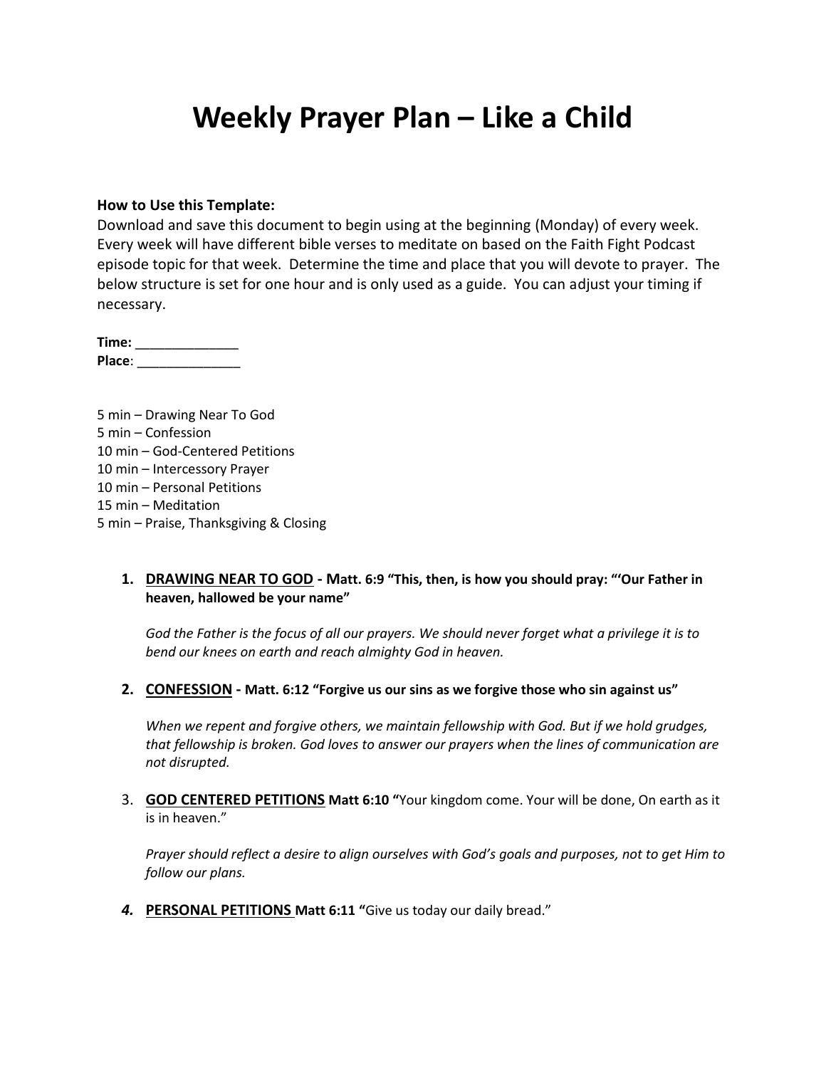# Weekly Prayer Plan – Like a Child

**How to Use this Template:**
Download and save this document to begin using at the beginning (Monday) of every week. Every week will have different bible verses to meditate on based on the Faith Fight Podcast episode topic for that week. Determine the time and place that you will devote to prayer. The below structure is set for one hour and is only used as a guide. You can adjust your timing if necessary.

**Time:** ______________
**Place**: ______________

5 min – Drawing Near To God
5 min – Confession
10 min – God-Centered Petitions
10 min – Intercessory Prayer
10 min – Personal Petitions
15 min – Meditation
5 min – Praise, Thanksgiving & Closing

1. **DRAWING NEAR TO GOD - Matt. 6:9 "This, then, is how you should pray: "'Our Father in heaven, hallowed be your name"**

   *God the Father is the focus of all our prayers. We should never forget what a privilege it is to bend our knees on earth and reach almighty God in heaven.*

2. **CONFESSION - Matt. 6:12 "Forgive us our sins as we forgive those who sin against us"**

   *When we repent and forgive others, we maintain fellowship with God. But if we hold grudges, that fellowship is broken. God loves to answer our prayers when the lines of communication are not disrupted.*

3. **GOD CENTERED PETITIONS Matt 6:10 "**Your kingdom come. Your will be done, On earth as it is in heaven."

   *Prayer should reflect a desire to align ourselves with God's goals and purposes, not to get Him to follow our plans.*

4. **PERSONAL PETITIONS Matt 6:11 "**Give us today our daily bread."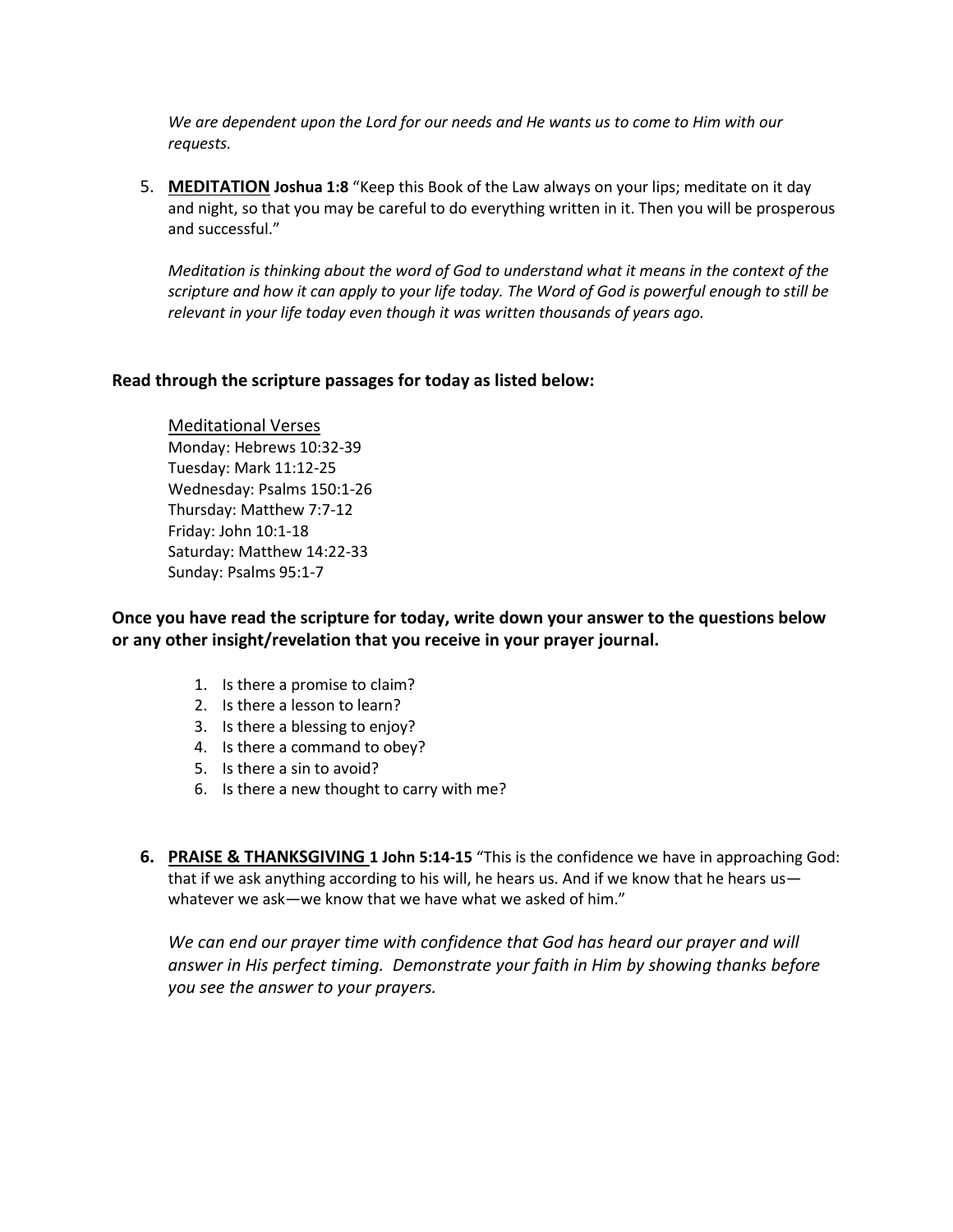*We are dependent upon the Lord for our needs and He wants us to come to Him with our requests.*

5. **MEDITATION** **Joshua 1:8** "Keep this Book of the Law always on your lips; meditate on it day and night, so that you may be careful to do everything written in it. Then you will be prosperous and successful."

   *Meditation is thinking about the word of God to understand what it means in the context of the scripture and how it can apply to your life today. The Word of God is powerful enough to still be relevant in your life today even though it was written thousands of years ago.*

**Read through the scripture passages for today as listed below:**

Meditational Verses
Monday: Hebrews 10:32-39
Tuesday: Mark 11:12-25
Wednesday: Psalms 150:1-26
Thursday: Matthew 7:7-12
Friday: John 10:1-18
Saturday: Matthew 14:22-33
Sunday: Psalms 95:1-7

**Once you have read the scripture for today, write down your answer to the questions below or any other insight/revelation that you receive in your prayer journal.**

1. Is there a promise to claim?
2. Is there a lesson to learn?
3. Is there a blessing to enjoy?
4. Is there a command to obey?
5. Is there a sin to avoid?
6. Is there a new thought to carry with me?

6. **PRAISE & THANKSGIVING** **1 John 5:14-15** "This is the confidence we have in approaching God: that if we ask anything according to his will, he hears us. And if we know that he hears us—whatever we ask—we know that we have what we asked of him."

   *We can end our prayer time with confidence that God has heard our prayer and will answer in His perfect timing. Demonstrate your faith in Him by showing thanks before you see the answer to your prayers.*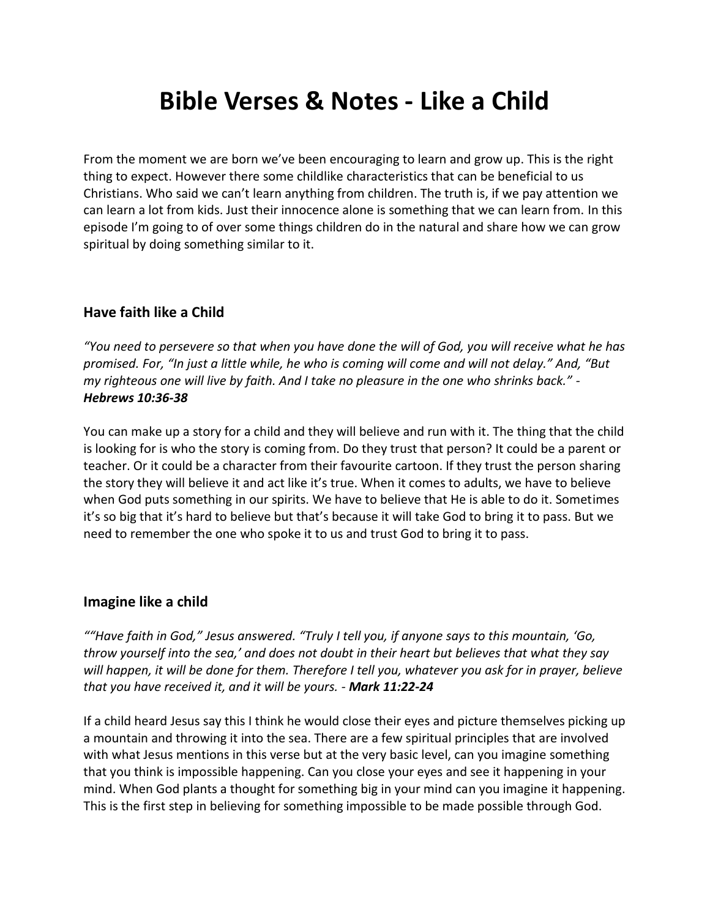# Bible Verses & Notes - Like a Child

From the moment we are born we've been encouraging to learn and grow up. This is the right thing to expect. However there some childlike characteristics that can be beneficial to us Christians. Who said we can't learn anything from children. The truth is, if we pay attention we can learn a lot from kids. Just their innocence alone is something that we can learn from. In this episode I'm going to of over some things children do in the natural and share how we can grow spiritual by doing something similar to it.

### Have faith like a Child

*"You need to persevere so that when you have done the will of God, you will receive what he has promised. For, "In just a little while, he who is coming will come and will not delay." And, "But my righteous one will live by faith. And I take no pleasure in the one who shrinks back." -* ***Hebrews 10:36-38***

You can make up a story for a child and they will believe and run with it. The thing that the child is looking for is who the story is coming from. Do they trust that person? It could be a parent or teacher. Or it could be a character from their favourite cartoon. If they trust the person sharing the story they will believe it and act like it's true. When it comes to adults, we have to believe when God puts something in our spirits. We have to believe that He is able to do it. Sometimes it's so big that it's hard to believe but that's because it will take God to bring it to pass. But we need to remember the one who spoke it to us and trust God to bring it to pass.

### Imagine like a child

*""Have faith in God," Jesus answered. "Truly I tell you, if anyone says to this mountain, 'Go, throw yourself into the sea,' and does not doubt in their heart but believes that what they say will happen, it will be done for them. Therefore I tell you, whatever you ask for in prayer, believe that you have received it, and it will be yours. -* ***Mark 11:22-24***

If a child heard Jesus say this I think he would close their eyes and picture themselves picking up a mountain and throwing it into the sea. There are a few spiritual principles that are involved with what Jesus mentions in this verse but at the very basic level, can you imagine something that you think is impossible happening. Can you close your eyes and see it happening in your mind. When God plants a thought for something big in your mind can you imagine it happening. This is the first step in believing for something impossible to be made possible through God.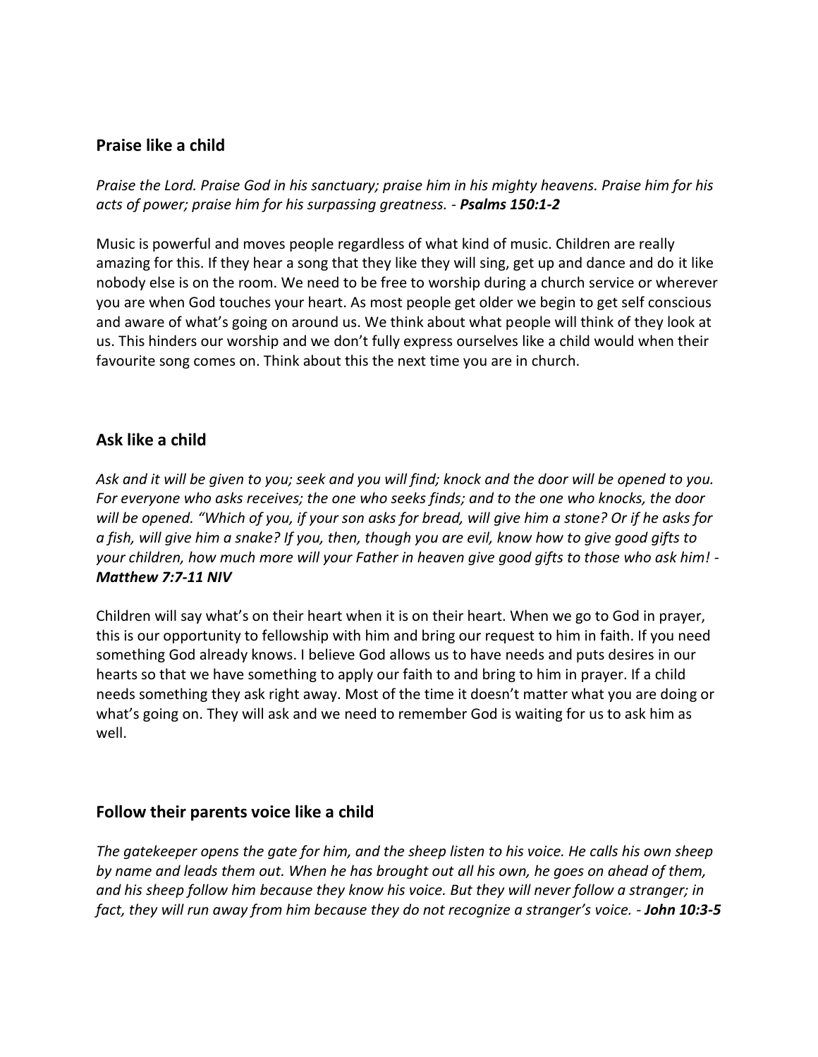## Praise like a child

*Praise the Lord. Praise God in his sanctuary; praise him in his mighty heavens. Praise him for his acts of power; praise him for his surpassing greatness.* - ***Psalms 150:1-2***

Music is powerful and moves people regardless of what kind of music. Children are really amazing for this. If they hear a song that they like they will sing, get up and dance and do it like nobody else is on the room. We need to be free to worship during a church service or wherever you are when God touches your heart. As most people get older we begin to get self conscious and aware of what's going on around us. We think about what people will think of they look at us. This hinders our worship and we don't fully express ourselves like a child would when their favourite song comes on. Think about this the next time you are in church.

## Ask like a child

*Ask and it will be given to you; seek and you will find; knock and the door will be opened to you. For everyone who asks receives; the one who seeks finds; and to the one who knocks, the door will be opened. "Which of you, if your son asks for bread, will give him a stone? Or if he asks for a fish, will give him a snake? If you, then, though you are evil, know how to give good gifts to your children, how much more will your Father in heaven give good gifts to those who ask him!* - ***Matthew 7:7-11 NIV***

Children will say what's on their heart when it is on their heart. When we go to God in prayer, this is our opportunity to fellowship with him and bring our request to him in faith. If you need something God already knows. I believe God allows us to have needs and puts desires in our hearts so that we have something to apply our faith to and bring to him in prayer. If a child needs something they ask right away. Most of the time it doesn't matter what you are doing or what's going on. They will ask and we need to remember God is waiting for us to ask him as well.

## Follow their parents voice like a child

*The gatekeeper opens the gate for him, and the sheep listen to his voice. He calls his own sheep by name and leads them out. When he has brought out all his own, he goes on ahead of them, and his sheep follow him because they know his voice. But they will never follow a stranger; in fact, they will run away from him because they do not recognize a stranger's voice.* - ***John 10:3-5***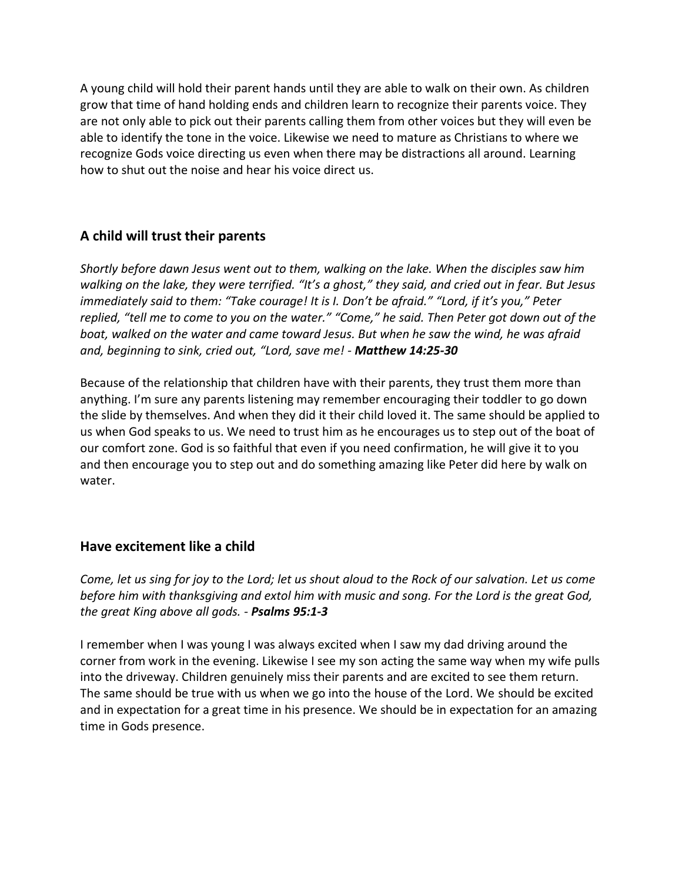A young child will hold their parent hands until they are able to walk on their own. As children grow that time of hand holding ends and children learn to recognize their parents voice. They are not only able to pick out their parents calling them from other voices but they will even be able to identify the tone in the voice. Likewise we need to mature as Christians to where we recognize Gods voice directing us even when there may be distractions all around. Learning how to shut out the noise and hear his voice direct us.

## A child will trust their parents

*Shortly before dawn Jesus went out to them, walking on the lake. When the disciples saw him walking on the lake, they were terrified. "It's a ghost," they said, and cried out in fear. But Jesus immediately said to them: "Take courage! It is I. Don't be afraid." "Lord, if it's you," Peter replied, "tell me to come to you on the water." "Come," he said. Then Peter got down out of the boat, walked on the water and came toward Jesus. But when he saw the wind, he was afraid and, beginning to sink, cried out, "Lord, save me! - **Matthew 14:25-30***

Because of the relationship that children have with their parents, they trust them more than anything. I'm sure any parents listening may remember encouraging their toddler to go down the slide by themselves. And when they did it their child loved it. The same should be applied to us when God speaks to us. We need to trust him as he encourages us to step out of the boat of our comfort zone. God is so faithful that even if you need confirmation, he will give it to you and then encourage you to step out and do something amazing like Peter did here by walk on water.

## Have excitement like a child

*Come, let us sing for joy to the Lord; let us shout aloud to the Rock of our salvation. Let us come before him with thanksgiving and extol him with music and song. For the Lord is the great God, the great King above all gods. - **Psalms 95:1-3***

I remember when I was young I was always excited when I saw my dad driving around the corner from work in the evening. Likewise I see my son acting the same way when my wife pulls into the driveway. Children genuinely miss their parents and are excited to see them return. The same should be true with us when we go into the house of the Lord. We should be excited and in expectation for a great time in his presence. We should be in expectation for an amazing time in Gods presence.